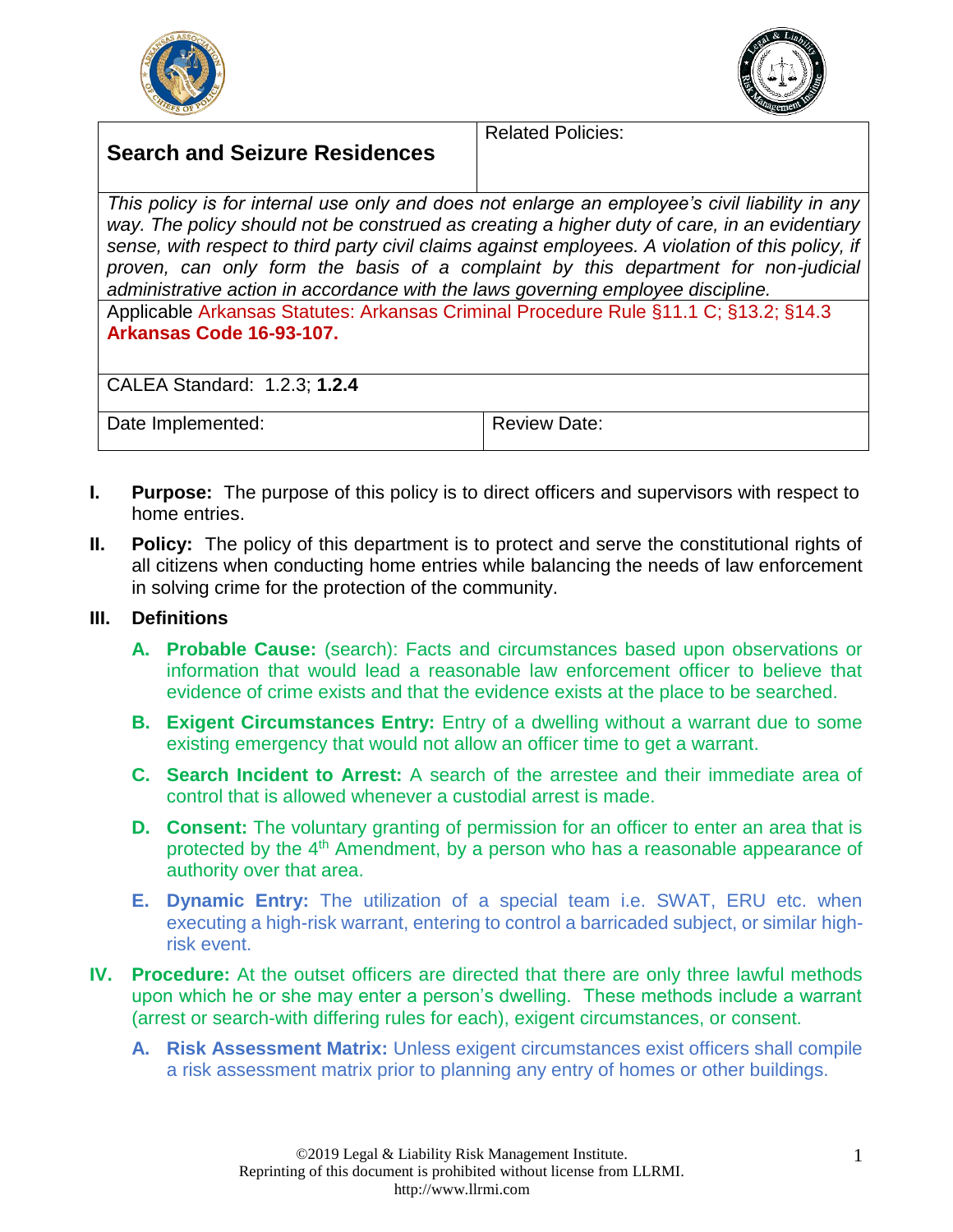| **Search and Seizure Residences** | Related Policies: |
|---|---|
| *This policy is for internal use only and does not enlarge an employee's civil liability in any way. The policy should not be construed as creating a higher duty of care, in an evidentiary sense, with respect to third party civil claims against employees. A violation of this policy, if proven, can only form the basis of a complaint by this department for non-judicial administrative action in accordance with the laws governing employee discipline.* | |
| Applicable Arkansas Statutes: Arkansas Criminal Procedure Rule §11.1 C; §13.2; §14.3 **Arkansas Code 16-93-107.** | |
| CALEA Standard: 1.2.3; **1.2.4** | |
| Date Implemented: | Review Date: |

**I. Purpose:** The purpose of this policy is to direct officers and supervisors with respect to home entries.

**II. Policy:** The policy of this department is to protect and serve the constitutional rights of all citizens when conducting home entries while balancing the needs of law enforcement in solving crime for the protection of the community.

**III. Definitions**

**A. Probable Cause:** (search): Facts and circumstances based upon observations or information that would lead a reasonable law enforcement officer to believe that evidence of crime exists and that the evidence exists at the place to be searched.

**B. Exigent Circumstances Entry:** Entry of a dwelling without a warrant due to some existing emergency that would not allow an officer time to get a warrant.

**C. Search Incident to Arrest:** A search of the arrestee and their immediate area of control that is allowed whenever a custodial arrest is made.

**D. Consent:** The voluntary granting of permission for an officer to enter an area that is protected by the 4th Amendment, by a person who has a reasonable appearance of authority over that area.

**E. Dynamic Entry:** The utilization of a special team i.e. SWAT, ERU etc. when executing a high-risk warrant, entering to control a barricaded subject, or similar high-risk event.

**IV. Procedure:** At the outset officers are directed that there are only three lawful methods upon which he or she may enter a person's dwelling. These methods include a warrant (arrest or search-with differing rules for each), exigent circumstances, or consent.

**A. Risk Assessment Matrix:** Unless exigent circumstances exist officers shall compile a risk assessment matrix prior to planning any entry of homes or other buildings.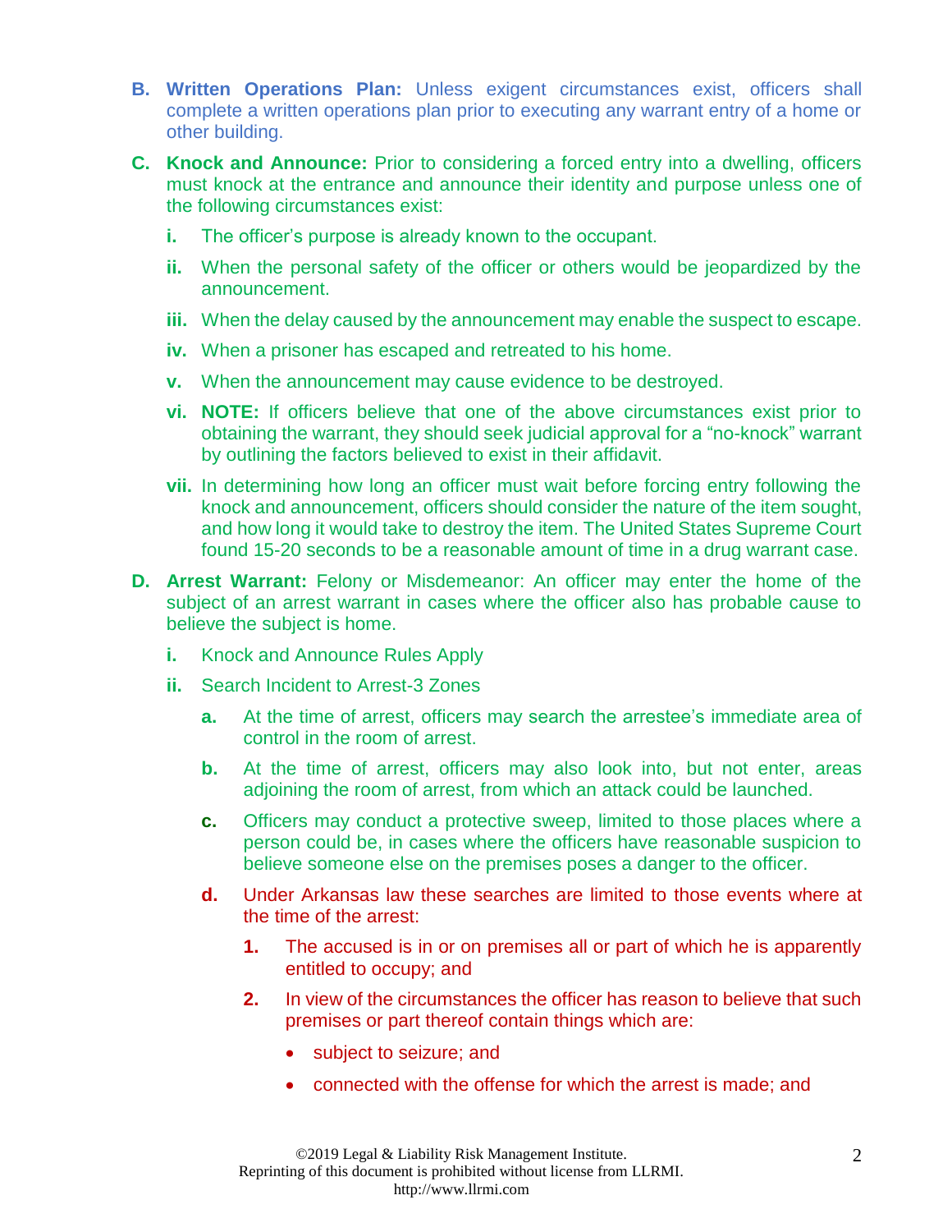- **B. Written Operations Plan:** Unless exigent circumstances exist, officers shall complete a written operations plan prior to executing any warrant entry of a home or other building.

- **C. Knock and Announce:** Prior to considering a forced entry into a dwelling, officers must knock at the entrance and announce their identity and purpose unless one of the following circumstances exist:
  - **i.** The officer's purpose is already known to the occupant.
  - **ii.** When the personal safety of the officer or others would be jeopardized by the announcement.
  - **iii.** When the delay caused by the announcement may enable the suspect to escape.
  - **iv.** When a prisoner has escaped and retreated to his home.
  - **v.** When the announcement may cause evidence to be destroyed.
  - **vi. NOTE:** If officers believe that one of the above circumstances exist prior to obtaining the warrant, they should seek judicial approval for a "no-knock" warrant by outlining the factors believed to exist in their affidavit.
  - **vii.** In determining how long an officer must wait before forcing entry following the knock and announcement, officers should consider the nature of the item sought, and how long it would take to destroy the item. The United States Supreme Court found 15-20 seconds to be a reasonable amount of time in a drug warrant case.

- **D. Arrest Warrant:** Felony or Misdemeanor: An officer may enter the home of the subject of an arrest warrant in cases where the officer also has probable cause to believe the subject is home.
  - **i.** Knock and Announce Rules Apply
  - **ii.** Search Incident to Arrest-3 Zones
    - **a.** At the time of arrest, officers may search the arrestee's immediate area of control in the room of arrest.
    - **b.** At the time of arrest, officers may also look into, but not enter, areas adjoining the room of arrest, from which an attack could be launched.
    - **c.** Officers may conduct a protective sweep, limited to those places where a person could be, in cases where the officers have reasonable suspicion to believe someone else on the premises poses a danger to the officer.
    - **d.** Under Arkansas law these searches are limited to those events where at the time of the arrest:
      - **1.** The accused is in or on premises all or part of which he is apparently entitled to occupy; and
      - **2.** In view of the circumstances the officer has reason to believe that such premises or part thereof contain things which are:
        - subject to seizure; and
        - connected with the offense for which the arrest is made; and

©2019 Legal & Liability Risk Management Institute.
Reprinting of this document is prohibited without license from LLRMI.
http://www.llrmi.com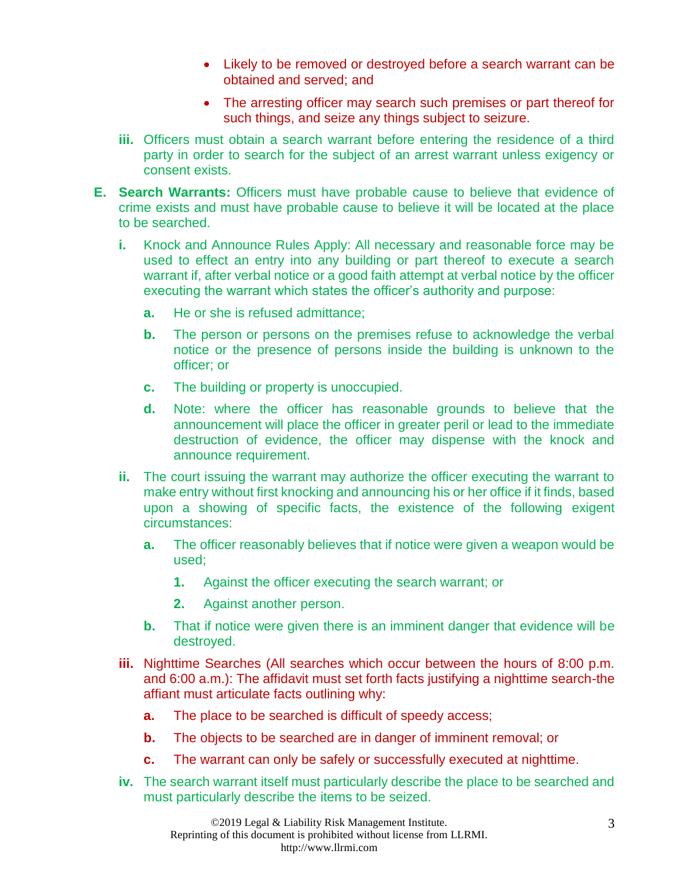- Likely to be removed or destroyed before a search warrant can be obtained and served; and
- The arresting officer may search such premises or part thereof for such things, and seize any things subject to seizure.

**iii.** Officers must obtain a search warrant before entering the residence of a third party in order to search for the subject of an arrest warrant unless exigency or consent exists.

**E. Search Warrants:** Officers must have probable cause to believe that evidence of crime exists and must have probable cause to believe it will be located at the place to be searched.

**i.** Knock and Announce Rules Apply: All necessary and reasonable force may be used to effect an entry into any building or part thereof to execute a search warrant if, after verbal notice or a good faith attempt at verbal notice by the officer executing the warrant which states the officer's authority and purpose:

**a.** He or she is refused admittance;

**b.** The person or persons on the premises refuse to acknowledge the verbal notice or the presence of persons inside the building is unknown to the officer; or

**c.** The building or property is unoccupied.

**d.** Note: where the officer has reasonable grounds to believe that the announcement will place the officer in greater peril or lead to the immediate destruction of evidence, the officer may dispense with the knock and announce requirement.

**ii.** The court issuing the warrant may authorize the officer executing the warrant to make entry without first knocking and announcing his or her office if it finds, based upon a showing of specific facts, the existence of the following exigent circumstances:

**a.** The officer reasonably believes that if notice were given a weapon would be used;

**1.** Against the officer executing the search warrant; or

**2.** Against another person.

**b.** That if notice were given there is an imminent danger that evidence will be destroyed.

**iii.** Nighttime Searches (All searches which occur between the hours of 8:00 p.m. and 6:00 a.m.): The affidavit must set forth facts justifying a nighttime search-the affiant must articulate facts outlining why:

**a.** The place to be searched is difficult of speedy access;

**b.** The objects to be searched are in danger of imminent removal; or

**c.** The warrant can only be safely or successfully executed at nighttime.

**iv.** The search warrant itself must particularly describe the place to be searched and must particularly describe the items to be seized.

©2019 Legal & Liability Risk Management Institute.
Reprinting of this document is prohibited without license from LLRMI.
http://www.llrmi.com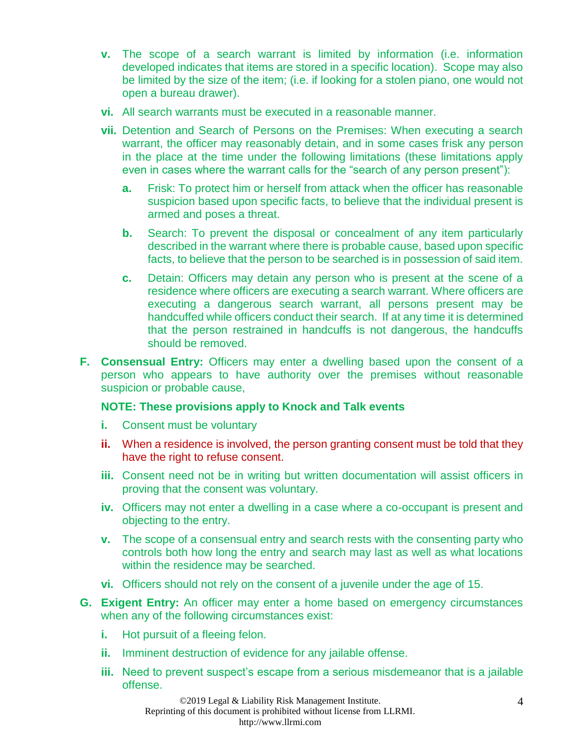v. The scope of a search warrant is limited by information (i.e. information developed indicates that items are stored in a specific location). Scope may also be limited by the size of the item; (i.e. if looking for a stolen piano, one would not open a bureau drawer).

vi. All search warrants must be executed in a reasonable manner.

vii. Detention and Search of Persons on the Premises: When executing a search warrant, the officer may reasonably detain, and in some cases frisk any person in the place at the time under the following limitations (these limitations apply even in cases where the warrant calls for the "search of any person present"):

   a. Frisk: To protect him or herself from attack when the officer has reasonable suspicion based upon specific facts, to believe that the individual present is armed and poses a threat.

   b. Search: To prevent the disposal or concealment of any item particularly described in the warrant where there is probable cause, based upon specific facts, to believe that the person to be searched is in possession of said item.

   c. Detain: Officers may detain any person who is present at the scene of a residence where officers are executing a search warrant. Where officers are executing a dangerous search warrant, all persons present may be handcuffed while officers conduct their search. If at any time it is determined that the person restrained in handcuffs is not dangerous, the handcuffs should be removed.

**F. Consensual Entry:** Officers may enter a dwelling based upon the consent of a person who appears to have authority over the premises without reasonable suspicion or probable cause,

**NOTE: These provisions apply to Knock and Talk events**

i. Consent must be voluntary

ii. When a residence is involved, the person granting consent must be told that they have the right to refuse consent.

iii. Consent need not be in writing but written documentation will assist officers in proving that the consent was voluntary.

iv. Officers may not enter a dwelling in a case where a co-occupant is present and objecting to the entry.

v. The scope of a consensual entry and search rests with the consenting party who controls both how long the entry and search may last as well as what locations within the residence may be searched.

vi. Officers should not rely on the consent of a juvenile under the age of 15.

**G. Exigent Entry:** An officer may enter a home based on emergency circumstances when any of the following circumstances exist:

i. Hot pursuit of a fleeing felon.

ii. Imminent destruction of evidence for any jailable offense.

iii. Need to prevent suspect's escape from a serious misdemeanor that is a jailable offense.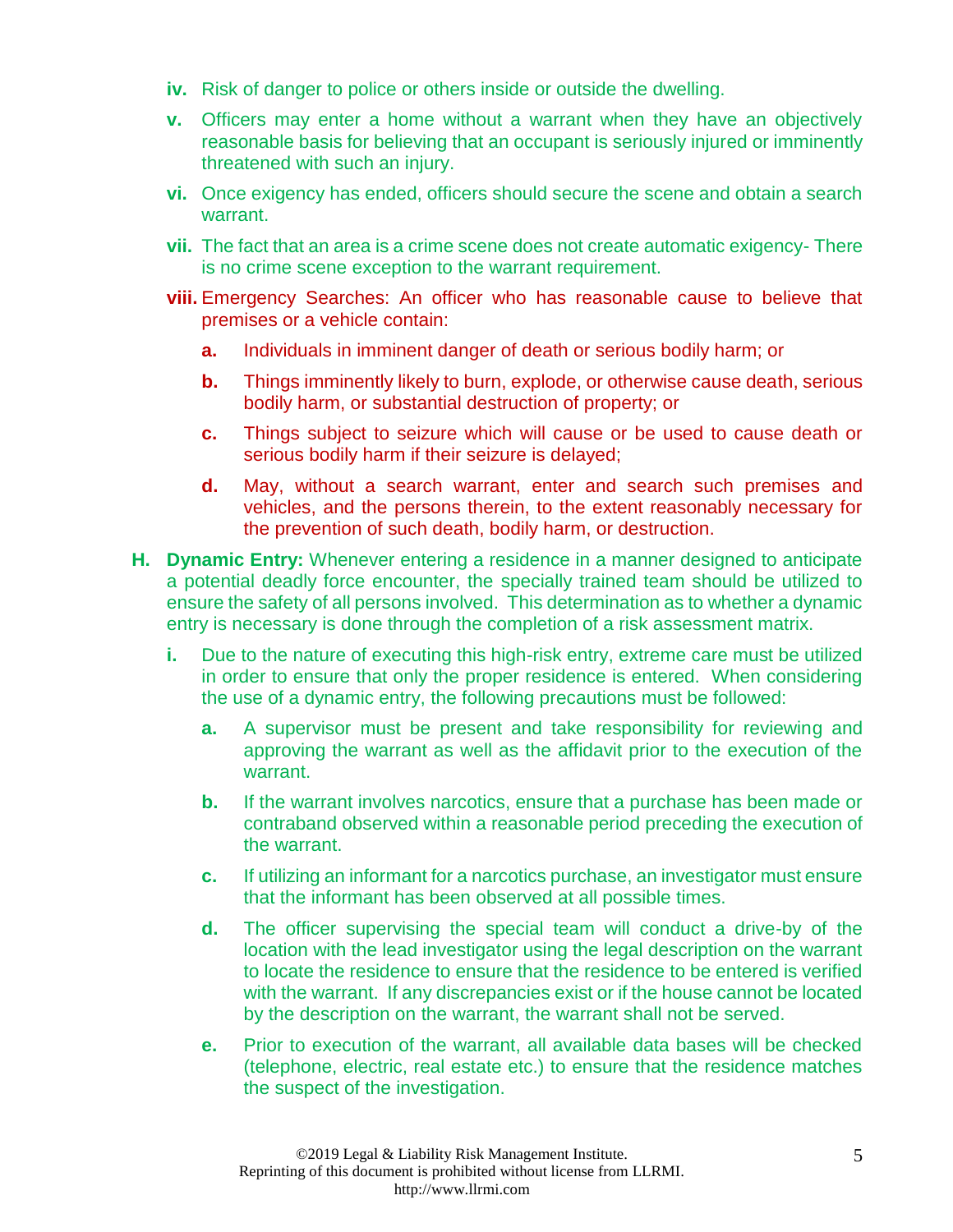iv. Risk of danger to police or others inside or outside the dwelling.

v. Officers may enter a home without a warrant when they have an objectively reasonable basis for believing that an occupant is seriously injured or imminently threatened with such an injury.

vi. Once exigency has ended, officers should secure the scene and obtain a search warrant.

vii. The fact that an area is a crime scene does not create automatic exigency- There is no crime scene exception to the warrant requirement.

viii. Emergency Searches: An officer who has reasonable cause to believe that premises or a vehicle contain:

   a. Individuals in imminent danger of death or serious bodily harm; or

   b. Things imminently likely to burn, explode, or otherwise cause death, serious bodily harm, or substantial destruction of property; or

   c. Things subject to seizure which will cause or be used to cause death or serious bodily harm if their seizure is delayed;

   d. May, without a search warrant, enter and search such premises and vehicles, and the persons therein, to the extent reasonably necessary for the prevention of such death, bodily harm, or destruction.

**H. Dynamic Entry:** Whenever entering a residence in a manner designed to anticipate a potential deadly force encounter, the specially trained team should be utilized to ensure the safety of all persons involved. This determination as to whether a dynamic entry is necessary is done through the completion of a risk assessment matrix.

i. Due to the nature of executing this high-risk entry, extreme care must be utilized in order to ensure that only the proper residence is entered. When considering the use of a dynamic entry, the following precautions must be followed:

   a. A supervisor must be present and take responsibility for reviewing and approving the warrant as well as the affidavit prior to the execution of the warrant.

   b. If the warrant involves narcotics, ensure that a purchase has been made or contraband observed within a reasonable period preceding the execution of the warrant.

   c. If utilizing an informant for a narcotics purchase, an investigator must ensure that the informant has been observed at all possible times.

   d. The officer supervising the special team will conduct a drive-by of the location with the lead investigator using the legal description on the warrant to locate the residence to ensure that the residence to be entered is verified with the warrant. If any discrepancies exist or if the house cannot be located by the description on the warrant, the warrant shall not be served.

   e. Prior to execution of the warrant, all available data bases will be checked (telephone, electric, real estate etc.) to ensure that the residence matches the suspect of the investigation.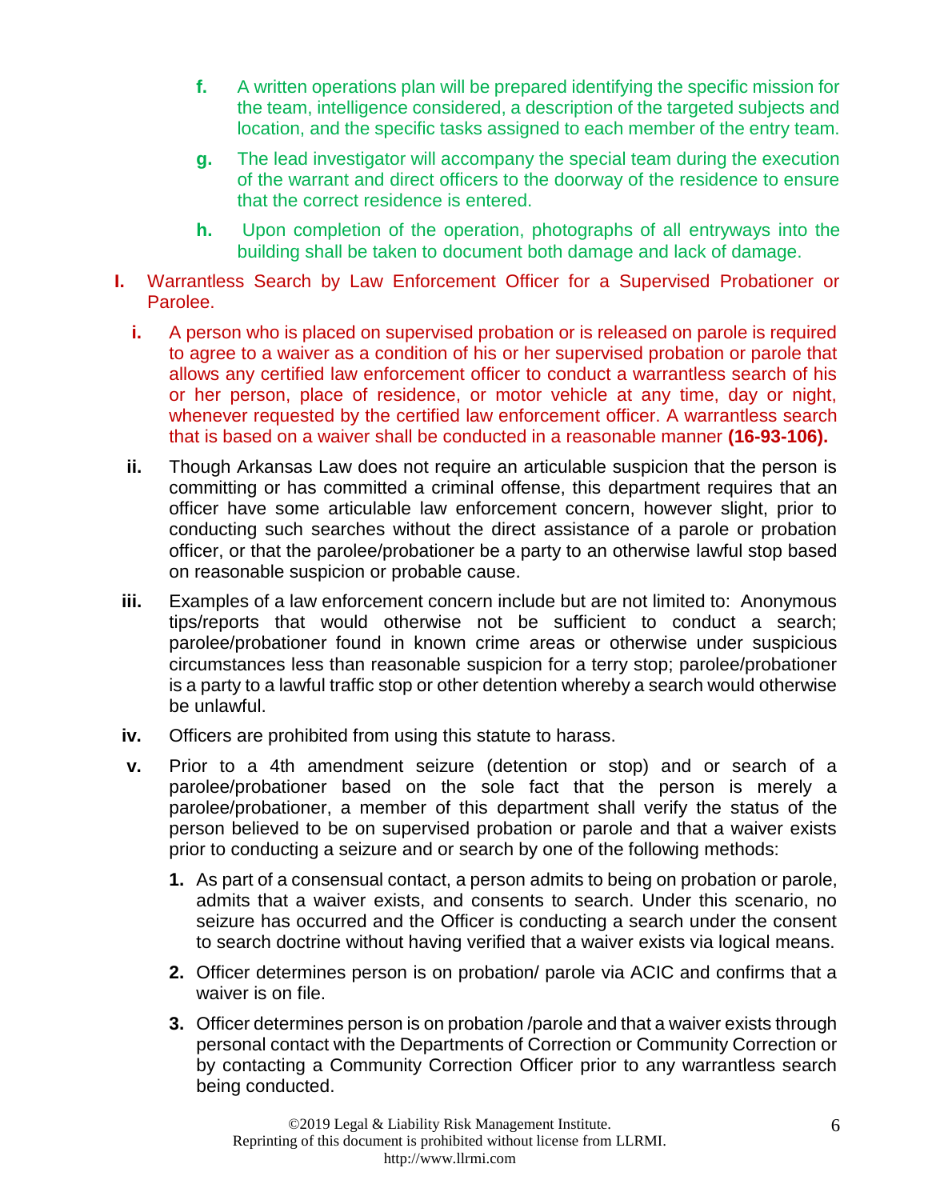f. A written operations plan will be prepared identifying the specific mission for the team, intelligence considered, a description of the targeted subjects and location, and the specific tasks assigned to each member of the entry team.

g. The lead investigator will accompany the special team during the execution of the warrant and direct officers to the doorway of the residence to ensure that the correct residence is entered.

h. Upon completion of the operation, photographs of all entryways into the building shall be taken to document both damage and lack of damage.

**I.** Warrantless Search by Law Enforcement Officer for a Supervised Probationer or Parolee.

**i.** A person who is placed on supervised probation or is released on parole is required to agree to a waiver as a condition of his or her supervised probation or parole that allows any certified law enforcement officer to conduct a warrantless search of his or her person, place of residence, or motor vehicle at any time, day or night, whenever requested by the certified law enforcement officer. A warrantless search that is based on a waiver shall be conducted in a reasonable manner **(16-93-106).**

**ii.** Though Arkansas Law does not require an articulable suspicion that the person is committing or has committed a criminal offense, this department requires that an officer have some articulable law enforcement concern, however slight, prior to conducting such searches without the direct assistance of a parole or probation officer, or that the parolee/probationer be a party to an otherwise lawful stop based on reasonable suspicion or probable cause.

**iii.** Examples of a law enforcement concern include but are not limited to: Anonymous tips/reports that would otherwise not be sufficient to conduct a search; parolee/probationer found in known crime areas or otherwise under suspicious circumstances less than reasonable suspicion for a terry stop; parolee/probationer is a party to a lawful traffic stop or other detention whereby a search would otherwise be unlawful.

**iv.** Officers are prohibited from using this statute to harass.

**v.** Prior to a 4th amendment seizure (detention or stop) and or search of a parolee/probationer based on the sole fact that the person is merely a parolee/probationer, a member of this department shall verify the status of the person believed to be on supervised probation or parole and that a waiver exists prior to conducting a seizure and or search by one of the following methods:

1. As part of a consensual contact, a person admits to being on probation or parole, admits that a waiver exists, and consents to search. Under this scenario, no seizure has occurred and the Officer is conducting a search under the consent to search doctrine without having verified that a waiver exists via logical means.
2. Officer determines person is on probation/ parole via ACIC and confirms that a waiver is on file.
3. Officer determines person is on probation /parole and that a waiver exists through personal contact with the Departments of Correction or Community Correction or by contacting a Community Correction Officer prior to any warrantless search being conducted.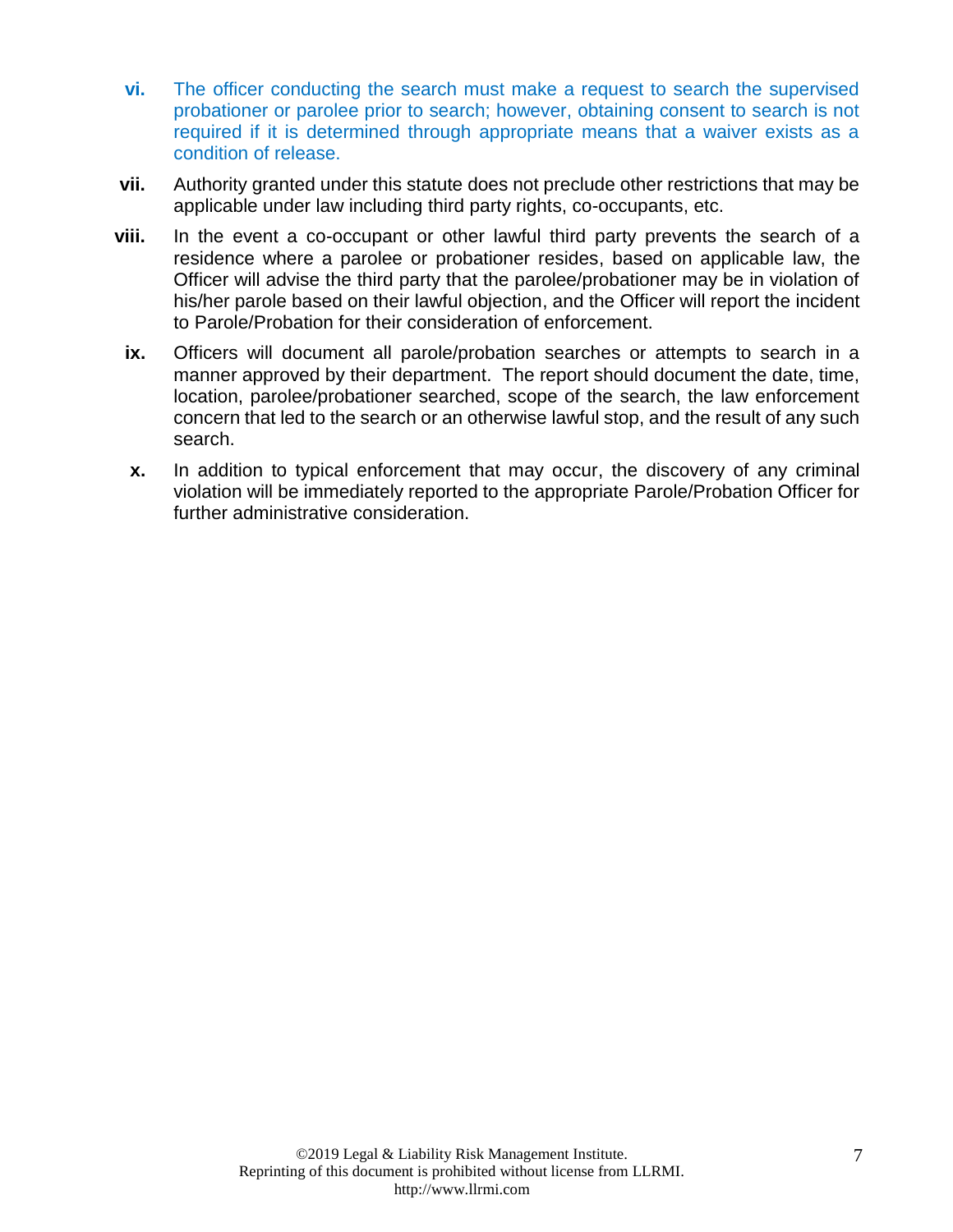vi. The officer conducting the search must make a request to search the supervised probationer or parolee prior to search; however, obtaining consent to search is not required if it is determined through appropriate means that a waiver exists as a condition of release.

vii. Authority granted under this statute does not preclude other restrictions that may be applicable under law including third party rights, co-occupants, etc.

viii. In the event a co-occupant or other lawful third party prevents the search of a residence where a parolee or probationer resides, based on applicable law, the Officer will advise the third party that the parolee/probationer may be in violation of his/her parole based on their lawful objection, and the Officer will report the incident to Parole/Probation for their consideration of enforcement.

ix. Officers will document all parole/probation searches or attempts to search in a manner approved by their department. The report should document the date, time, location, parolee/probationer searched, scope of the search, the law enforcement concern that led to the search or an otherwise lawful stop, and the result of any such search.

x. In addition to typical enforcement that may occur, the discovery of any criminal violation will be immediately reported to the appropriate Parole/Probation Officer for further administrative consideration.

©2019 Legal & Liability Risk Management Institute.
Reprinting of this document is prohibited without license from LLRMI.
http://www.llrmi.com